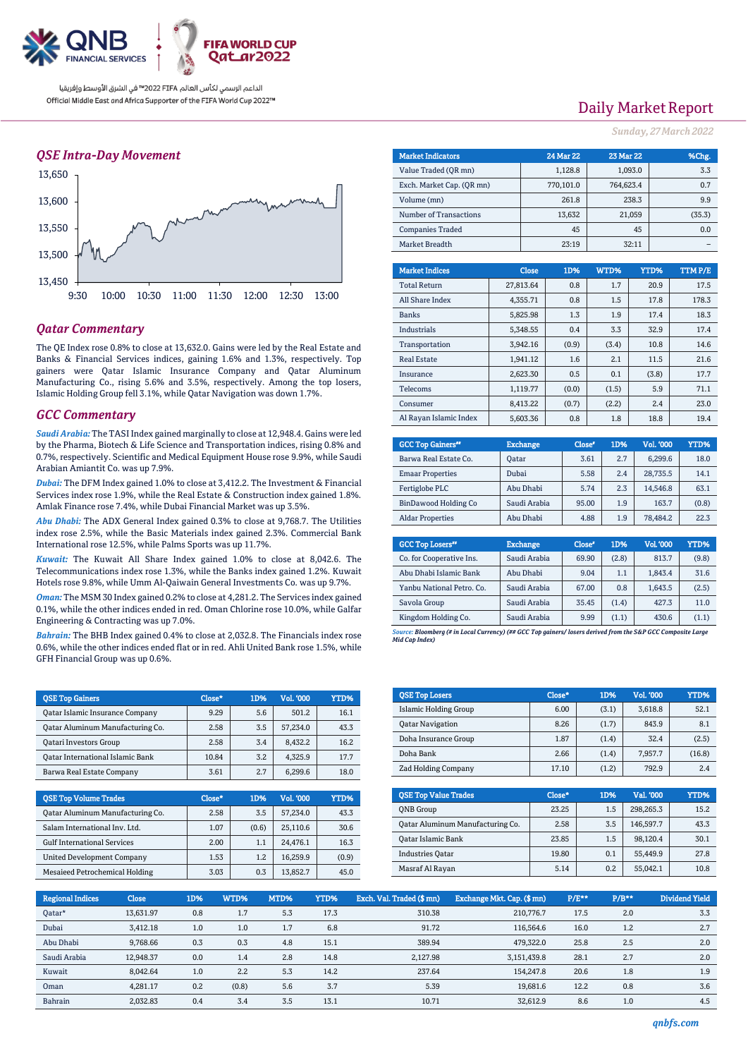الداعم الرسمي لكأس العالم FIFA 2022™ في الشرق الأوسط وإفريقيا
Official Middle East and Africa Supporter of the FIFA World Cup 2022™

# Daily Market Report

*Sunday, 27 March 2022*

## QSE Intra-Day Movement

## Qatar Commentary

The QE Index rose 0.8% to close at 13,632.0. Gains were led by the Real Estate and Banks & Financial Services indices, gaining 1.6% and 1.3%, respectively. Top gainers were Qatar Islamic Insurance Company and Qatar Aluminum Manufacturing Co., rising 5.6% and 3.5%, respectively. Among the top losers, Islamic Holding Group fell 3.1%, while Qatar Navigation was down 1.7%.

## GCC Commentary

*Saudi Arabia:* The TASI Index gained marginally to close at 12,948.4. Gains were led by the Pharma, Biotech & Life Science and Transportation indices, rising 0.8% and 0.7%, respectively. Scientific and Medical Equipment House rose 9.9%, while Saudi Arabian Amiantit Co. was up 7.9%.

*Dubai:* The DFM Index gained 1.0% to close at 3,412.2. The Investment & Financial Services index rose 1.9%, while the Real Estate & Construction index gained 1.8%. Amlak Finance rose 7.4%, while Dubai Financial Market was up 3.5%.

*Abu Dhabi:* The ADX General Index gained 0.3% to close at 9,768.7. The Utilities index rose 2.5%, while the Basic Materials index gained 2.3%. Commercial Bank International rose 12.5%, while Palms Sports was up 11.7%.

*Kuwait:* The Kuwait All Share Index gained 1.0% to close at 8,042.6. The Telecommunications index rose 1.3%, while the Banks index gained 1.2%. Kuwait Hotels rose 9.8%, while Umm Al-Qaiwain General Investments Co. was up 9.7%.

*Oman:* The MSM 30 Index gained 0.2% to close at 4,281.2. The Services index gained 0.1%, while the other indices ended in red. Oman Chlorine rose 10.0%, while Galfar Engineering & Contracting was up 7.0%.

*Bahrain:* The BHB Index gained 0.4% to close at 2,032.8. The Financials index rose 0.6%, while the other indices ended flat or in red. Ahli United Bank rose 1.5%, while GFH Financial Group was up 0.6%.

| Market Indicators | 24 Mar 22 | 23 Mar 22 | %Chg. |
|---|---|---|---|
| Value Traded (QR mn) | 1,128.8 | 1,093.0 | 3.3 |
| Exch. Market Cap. (QR mn) | 770,101.0 | 764,623.4 | 0.7 |
| Volume (mn) | 261.8 | 238.3 | 9.9 |
| Number of Transactions | 13,632 | 21,059 | (35.3) |
| Companies Traded | 45 | 45 | 0.0 |
| Market Breadth | 23:19 | 32:11 | – |

| Market Indices | Close | 1D% | WTD% | YTD% | TTM P/E |
|---|---|---|---|---|---|
| Total Return | 27,813.64 | 0.8 | 1.7 | 20.9 | 17.5 |
| All Share Index | 4,355.71 | 0.8 | 1.5 | 17.8 | 178.3 |
| Banks | 5,825.98 | 1.3 | 1.9 | 17.4 | 18.3 |
| Industrials | 5,348.55 | 0.4 | 3.3 | 32.9 | 17.4 |
| Transportation | 3,942.16 | (0.9) | (3.4) | 10.8 | 14.6 |
| Real Estate | 1,941.12 | 1.6 | 2.1 | 11.5 | 21.6 |
| Insurance | 2,623.30 | 0.5 | 0.1 | (3.8) | 17.7 |
| Telecoms | 1,119.77 | (0.0) | (1.5) | 5.9 | 71.1 |
| Consumer | 8,413.22 | (0.7) | (2.2) | 2.4 | 23.0 |
| Al Rayan Islamic Index | 5,603.36 | 0.8 | 1.8 | 18.8 | 19.4 |

| GCC Top Gainers## | Exchange | Close# | 1D% | Vol. '000 | YTD% |
|---|---|---|---|---|---|
| Barwa Real Estate Co. | Qatar | 3.61 | 2.7 | 6,299.6 | 18.0 |
| Emaar Properties | Dubai | 5.58 | 2.4 | 28,735.5 | 14.1 |
| Fertiglobe PLC | Abu Dhabi | 5.74 | 2.3 | 14,546.8 | 63.1 |
| BinDawood Holding Co | Saudi Arabia | 95.00 | 1.9 | 163.7 | (0.8) |
| Aldar Properties | Abu Dhabi | 4.88 | 1.9 | 78,484.2 | 22.3 |

| GCC Top Losers## | Exchange | Close# | 1D% | Vol. '000 | YTD% |
|---|---|---|---|---|---|
| Co. for Cooperative Ins. | Saudi Arabia | 69.90 | (2.8) | 813.7 | (9.8) |
| Abu Dhabi Islamic Bank | Abu Dhabi | 9.04 | 1.1 | 1,843.4 | 31.6 |
| Yanbu National Petro. Co. | Saudi Arabia | 67.00 | 0.8 | 1,643.5 | (2.5) |
| Savola Group | Saudi Arabia | 35.45 | (1.4) | 427.3 | 11.0 |
| Kingdom Holding Co. | Saudi Arabia | 9.99 | (1.1) | 430.6 | (1.1) |

*Source: Bloomberg (# in Local Currency) (## GCC Top gainers/ losers derived from the S&P GCC Composite Large Mid Cap Index)*

| QSE Top Gainers | Close* | 1D% | Vol. '000 | YTD% |
|---|---|---|---|---|
| Qatar Islamic Insurance Company | 9.29 | 5.6 | 501.2 | 16.1 |
| Qatar Aluminum Manufacturing Co. | 2.58 | 3.5 | 57,234.0 | 43.3 |
| Qatari Investors Group | 2.58 | 3.4 | 8,432.2 | 16.2 |
| Qatar International Islamic Bank | 10.84 | 3.2 | 4,325.9 | 17.7 |
| Barwa Real Estate Company | 3.61 | 2.7 | 6,299.6 | 18.0 |

| QSE Top Volume Trades | Close* | 1D% | Vol. '000 | YTD% |
|---|---|---|---|---|
| Qatar Aluminum Manufacturing Co. | 2.58 | 3.5 | 57,234.0 | 43.3 |
| Salam International Inv. Ltd. | 1.07 | (0.6) | 25,110.6 | 30.6 |
| Gulf International Services | 2.00 | 1.1 | 24,476.1 | 16.3 |
| United Development Company | 1.53 | 1.2 | 16,259.9 | (0.9) |
| Mesaieed Petrochemical Holding | 3.03 | 0.3 | 13,852.7 | 45.0 |

| QSE Top Losers | Close* | 1D% | Vol. '000 | YTD% |
|---|---|---|---|---|
| Islamic Holding Group | 6.00 | (3.1) | 3,618.8 | 52.1 |
| Qatar Navigation | 8.26 | (1.7) | 843.9 | 8.1 |
| Doha Insurance Group | 1.87 | (1.4) | 32.4 | (2.5) |
| Doha Bank | 2.66 | (1.4) | 7,957.7 | (16.8) |
| Zad Holding Company | 17.10 | (1.2) | 792.9 | 2.4 |

| QSE Top Value Trades | Close* | 1D% | Val. '000 | YTD% |
|---|---|---|---|---|
| QNB Group | 23.25 | 1.5 | 298,265.3 | 15.2 |
| Qatar Aluminum Manufacturing Co. | 2.58 | 3.5 | 146,597.7 | 43.3 |
| Qatar Islamic Bank | 23.85 | 1.5 | 98,120.4 | 30.1 |
| Industries Qatar | 19.80 | 0.1 | 55,449.9 | 27.8 |
| Masraf Al Rayan | 5.14 | 0.2 | 55,042.1 | 10.8 |

| Regional Indices | Close | 1D% | WTD% | MTD% | YTD% | Exch. Val. Traded ($ mn) | Exchange Mkt. Cap. ($ mn) | P/E** | P/B** | Dividend Yield |
|---|---|---|---|---|---|---|---|---|---|---|
| Qatar* | 13,631.97 | 0.8 | 1.7 | 5.3 | 17.3 | 310.38 | 210,776.7 | 17.5 | 2.0 | 3.3 |
| Dubai | 3,412.18 | 1.0 | 1.0 | 1.7 | 6.8 | 91.72 | 116,564.6 | 16.0 | 1.2 | 2.7 |
| Abu Dhabi | 9,768.66 | 0.3 | 0.3 | 4.8 | 15.1 | 389.94 | 479,322.0 | 25.8 | 2.5 | 2.0 |
| Saudi Arabia | 12,948.37 | 0.0 | 1.4 | 2.8 | 14.8 | 2,127.98 | 3,151,439.8 | 28.1 | 2.7 | 2.0 |
| Kuwait | 8,042.64 | 1.0 | 2.2 | 5.3 | 14.2 | 237.64 | 154,247.8 | 20.6 | 1.8 | 1.9 |
| Oman | 4,281.17 | 0.2 | (0.8) | 5.6 | 3.7 | 5.39 | 19,681.6 | 12.2 | 0.8 | 3.6 |
| Bahrain | 2,032.83 | 0.4 | 3.4 | 3.5 | 13.1 | 10.71 | 32,612.9 | 8.6 | 1.0 | 4.5 |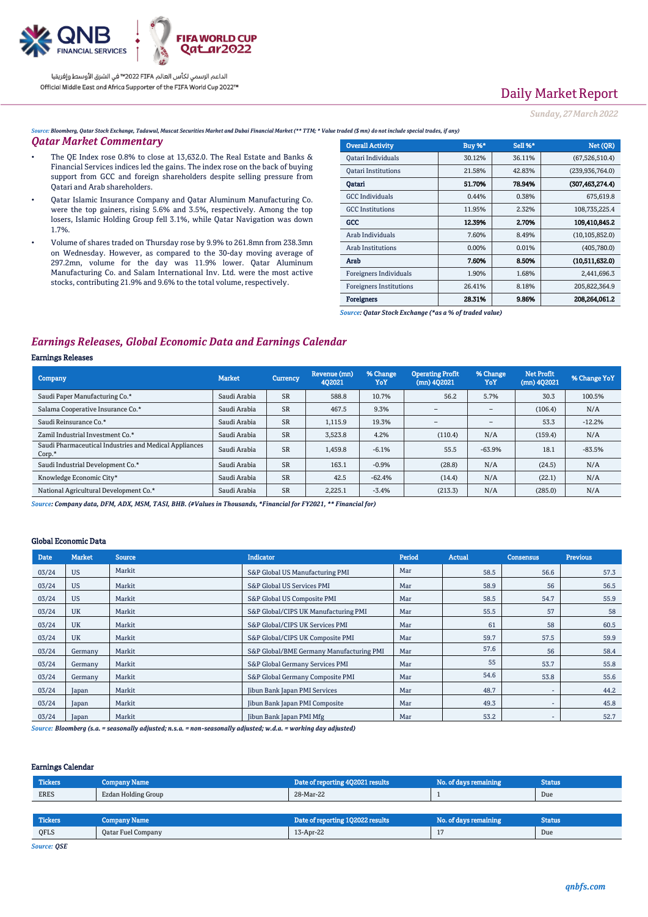# Daily Market Report

*Sunday, 27 March 2022*

*Source: Bloomberg, Qatar Stock Exchange, Tadawul, Muscat Securities Market and Dubai Financial Market (** TTM; * Value traded ($ mn) do not include special trades, if any)*

## Qatar Market Commentary

- The QE Index rose 0.8% to close at 13,632.0. The Real Estate and Banks & Financial Services indices led the gains. The index rose on the back of buying support from GCC and foreign shareholders despite selling pressure from Qatari and Arab shareholders.
- Qatar Islamic Insurance Company and Qatar Aluminum Manufacturing Co. were the top gainers, rising 5.6% and 3.5%, respectively. Among the top losers, Islamic Holding Group fell 3.1%, while Qatar Navigation was down 1.7%.
- Volume of shares traded on Thursday rose by 9.9% to 261.8mn from 238.3mn on Wednesday. However, as compared to the 30-day moving average of 297.2mn, volume for the day was 11.9% lower. Qatar Aluminum Manufacturing Co. and Salam International Inv. Ltd. were the most active stocks, contributing 21.9% and 9.6% to the total volume, respectively.

| Overall Activity | Buy %* | Sell %* | Net (QR) |
|---|---|---|---|
| Qatari Individuals | 30.12% | 36.11% | (67,526,510.4) |
| Qatari Institutions | 21.58% | 42.83% | (239,936,764.0) |
| **Qatari** | **51.70%** | **78.94%** | **(307,463,274.4)** |
| GCC Individuals | 0.44% | 0.38% | 675,619.8 |
| GCC Institutions | 11.95% | 2.32% | 108,735,225.4 |
| **GCC** | **12.39%** | **2.70%** | **109,410,845.2** |
| Arab Individuals | 7.60% | 8.49% | (10,105,852.0) |
| Arab Institutions | 0.00% | 0.01% | (405,780.0) |
| **Arab** | **7.60%** | **8.50%** | **(10,511,632.0)** |
| Foreigners Individuals | 1.90% | 1.68% | 2,441,696.3 |
| Foreigners Institutions | 26.41% | 8.18% | 205,822,364.9 |
| **Foreigners** | **28.31%** | **9.86%** | **208,264,061.2** |

*Source: Qatar Stock Exchange (*as a % of traded value)*

## Earnings Releases, Global Economic Data and Earnings Calendar

### Earnings Releases

| Company | Market | Currency | Revenue (mn) 4Q2021 | % Change YoY | Operating Profit (mn) 4Q2021 | % Change YoY | Net Profit (mn) 4Q2021 | % Change YoY |
|---|---|---|---|---|---|---|---|---|
| Saudi Paper Manufacturing Co.* | Saudi Arabia | SR | 588.8 | 10.7% | 56.2 | 5.7% | 30.3 | 100.5% |
| Salama Cooperative Insurance Co.* | Saudi Arabia | SR | 467.5 | 9.3% | – | – | (106.4) | N/A |
| Saudi Reinsurance Co.* | Saudi Arabia | SR | 1,115.9 | 19.3% | – | – | 53.3 | -12.2% |
| Zamil Industrial Investment Co.* | Saudi Arabia | SR | 3,523.8 | 4.2% | (110.4) | N/A | (159.4) | N/A |
| Saudi Pharmaceutical Industries and Medical Appliances Corp.* | Saudi Arabia | SR | 1,459.8 | -6.1% | 55.5 | -63.9% | 18.1 | -83.5% |
| Saudi Industrial Development Co.* | Saudi Arabia | SR | 163.1 | -0.9% | (28.8) | N/A | (24.5) | N/A |
| Knowledge Economic City* | Saudi Arabia | SR | 42.5 | -62.4% | (14.4) | N/A | (22.1) | N/A |
| National Agricultural Development Co.* | Saudi Arabia | SR | 2,225.1 | -3.4% | (213.3) | N/A | (285.0) | N/A |

*Source: Company data, DFM, ADX, MSM, TASI, BHB. (#Values in Thousands, *Financial for FY2021, ** Financial for)*

### Global Economic Data

| Date | Market | Source | Indicator | Period | Actual | Consensus | Previous |
|---|---|---|---|---|---|---|---|
| 03/24 | US | Markit | S&P Global US Manufacturing PMI | Mar | 58.5 | 56.6 | 57.3 |
| 03/24 | US | Markit | S&P Global US Services PMI | Mar | 58.9 | 56 | 56.5 |
| 03/24 | US | Markit | S&P Global US Composite PMI | Mar | 58.5 | 54.7 | 55.9 |
| 03/24 | UK | Markit | S&P Global/CIPS UK Manufacturing PMI | Mar | 55.5 | 57 | 58 |
| 03/24 | UK | Markit | S&P Global/CIPS UK Services PMI | Mar | 61 | 58 | 60.5 |
| 03/24 | UK | Markit | S&P Global/CIPS UK Composite PMI | Mar | 59.7 | 57.5 | 59.9 |
| 03/24 | Germany | Markit | S&P Global/BME Germany Manufacturing PMI | Mar | 57.6 | 56 | 58.4 |
| 03/24 | Germany | Markit | S&P Global Germany Services PMI | Mar | 55 | 53.7 | 55.8 |
| 03/24 | Germany | Markit | S&P Global Germany Composite PMI | Mar | 54.6 | 53.8 | 55.6 |
| 03/24 | Japan | Markit | Jibun Bank Japan PMI Services | Mar | 48.7 | - | 44.2 |
| 03/24 | Japan | Markit | Jibun Bank Japan PMI Composite | Mar | 49.3 | - | 45.8 |
| 03/24 | Japan | Markit | Jibun Bank Japan PMI Mfg | Mar | 53.2 | - | 52.7 |

*Source: Bloomberg (s.a. = seasonally adjusted; n.s.a. = non-seasonally adjusted; w.d.a. = working day adjusted)*

### Earnings Calendar

| Tickers | Company Name | Date of reporting 4Q2021 results | No. of days remaining | Status |
|---|---|---|---|---|
| ERES | Ezdan Holding Group | 28-Mar-22 | 1 | Due |

| Tickers | Company Name | Date of reporting 1Q2022 results | No. of days remaining | Status |
|---|---|---|---|---|
| QFLS | Qatar Fuel Company | 13-Apr-22 | 17 | Due |

*Source: QSE*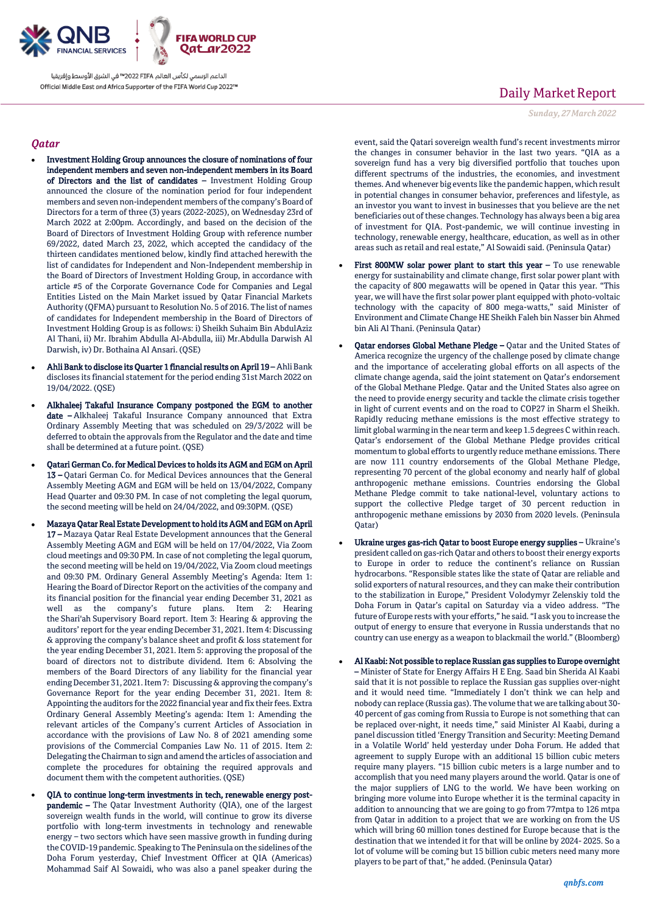## Qatar

- **Investment Holding Group announces the closure of nominations of four independent members and seven non-independent members in its Board of Directors and the list of candidates** – Investment Holding Group announced the closure of the nomination period for four independent members and seven non-independent members of the company's Board of Directors for a term of three (3) years (2022-2025), on Wednesday 23rd of March 2022 at 2:00pm. Accordingly, and based on the decision of the Board of Directors of Investment Holding Group with reference number 69/2022, dated March 23, 2022, which accepted the candidacy of the thirteen candidates mentioned below, kindly find attached herewith the list of candidates for Independent and Non-Independent membership in the Board of Directors of Investment Holding Group, in accordance with article #5 of the Corporate Governance Code for Companies and Legal Entities Listed on the Main Market issued by Qatar Financial Markets Authority (QFMA) pursuant to Resolution No. 5 of 2016. The list of names of candidates for Independent membership in the Board of Directors of Investment Holding Group is as follows: i) Sheikh Suhaim Bin AbdulAziz Al Thani, ii) Mr. Ibrahim Abdulla Al-Abdulla, iii) Mr.Abdulla Darwish Al Darwish, iv) Dr. Bothaina Al Ansari. (QSE)

- **Ahli Bank to disclose its Quarter 1 financial results on April 19** – Ahli Bank discloses its financial statement for the period ending 31st March 2022 on 19/04/2022. (QSE)

- **Alkhaleej Takaful Insurance Company postponed the EGM to another date** – Alkhaleej Takaful Insurance Company announced that Extra Ordinary Assembly Meeting that was scheduled on 29/3/2022 will be deferred to obtain the approvals from the Regulator and the date and time shall be determined at a future point. (QSE)

- **Qatari German Co. for Medical Devices to holds its AGM and EGM on April 13** – Qatari German Co. for Medical Devices announces that the General Assembly Meeting AGM and EGM will be held on 13/04/2022, Company Head Quarter and 09:30 PM. In case of not completing the legal quorum, the second meeting will be held on 24/04/2022, and 09:30PM. (QSE)

- **Mazaya Qatar Real Estate Development to hold its AGM and EGM on April 17** – Mazaya Qatar Real Estate Development announces that the General Assembly Meeting AGM and EGM will be held on 17/04/2022, Via Zoom cloud meetings and 09:30 PM. In case of not completing the legal quorum, the second meeting will be held on 19/04/2022, Via Zoom cloud meetings and 09:30 PM. Ordinary General Assembly Meeting's Agenda: Item 1: Hearing the Board of Director Report on the activities of the company and its financial position for the financial year ending December 31, 2021 as well as the company's future plans. Item 2: Hearing the Shari'ah Supervisory Board report. Item 3: Hearing & approving the auditors' report for the year ending December 31, 2021. Item 4: Discussing & approving the company's balance sheet and profit & loss statement for the year ending December 31, 2021. Item 5: approving the proposal of the board of directors not to distribute dividend. Item 6: Absolving the members of the Board Directors of any liability for the financial year ending December 31, 2021. Item 7: Discussing & approving the company's Governance Report for the year ending December 31, 2021. Item 8: Appointing the auditors for the 2022 financial year and fix their fees. Extra Ordinary General Assembly Meeting's agenda: Item 1: Amending the relevant articles of the Company's current Articles of Association in accordance with the provisions of Law No. 8 of 2021 amending some provisions of the Commercial Companies Law No. 11 of 2015. Item 2: Delegating the Chairman to sign and amend the articles of association and complete the procedures for obtaining the required approvals and document them with the competent authorities. (QSE)

- **QIA to continue long-term investments in tech, renewable energy post-pandemic** – The Qatar Investment Authority (QIA), one of the largest sovereign wealth funds in the world, will continue to grow its diverse portfolio with long-term investments in technology and renewable energy – two sectors which have seen massive growth in funding during the COVID-19 pandemic. Speaking to The Peninsula on the sidelines of the Doha Forum yesterday, Chief Investment Officer at QIA (Americas) Mohammad Saif Al Sowaidi, who was also a panel speaker during the event, said the Qatari sovereign wealth fund's recent investments mirror the changes in consumer behavior in the last two years. "QIA as a sovereign fund has a very big diversified portfolio that touches upon different spectrums of the industries, the economies, and investment themes. And whenever big events like the pandemic happen, which result in potential changes in consumer behavior, preferences and lifestyle, as an investor you want to invest in businesses that you believe are the net beneficiaries out of these changes. Technology has always been a big area of investment for QIA. Post-pandemic, we will continue investing in technology, renewable energy, healthcare, education, as well as in other areas such as retail and real estate," Al Sowaidi said. (Peninsula Qatar)

- **First 800MW solar power plant to start this year** – To use renewable energy for sustainability and climate change, first solar power plant with the capacity of 800 megawatts will be opened in Qatar this year. "This year, we will have the first solar power plant equipped with photo-voltaic technology with the capacity of 800 mega-watts," said Minister of Environment and Climate Change HE Sheikh Faleh bin Nasser bin Ahmed bin Ali Al Thani. (Peninsula Qatar)

- **Qatar endorses Global Methane Pledge** – Qatar and the United States of America recognize the urgency of the challenge posed by climate change and the importance of accelerating global efforts on all aspects of the climate change agenda, said the joint statement on Qatar's endorsement of the Global Methane Pledge. Qatar and the United States also agree on the need to provide energy security and tackle the climate crisis together in light of current events and on the road to COP27 in Sharm el Sheikh. Rapidly reducing methane emissions is the most effective strategy to limit global warming in the near term and keep 1.5 degrees C within reach. Qatar's endorsement of the Global Methane Pledge provides critical momentum to global efforts to urgently reduce methane emissions. There are now 111 country endorsements of the Global Methane Pledge, representing 70 percent of the global economy and nearly half of global anthropogenic methane emissions. Countries endorsing the Global Methane Pledge commit to take national-level, voluntary actions to support the collective Pledge target of 30 percent reduction in anthropogenic methane emissions by 2030 from 2020 levels. (Peninsula Qatar)

- **Ukraine urges gas-rich Qatar to boost Europe energy supplies** – Ukraine's president called on gas-rich Qatar and others to boost their energy exports to Europe in order to reduce the continent's reliance on Russian hydrocarbons. "Responsible states like the state of Qatar are reliable and solid exporters of natural resources, and they can make their contribution to the stabilization in Europe," President Volodymyr Zelenskiy told the Doha Forum in Qatar's capital on Saturday via a video address. "The future of Europe rests with your efforts," he said. "I ask you to increase the output of energy to ensure that everyone in Russia understands that no country can use energy as a weapon to blackmail the world." (Bloomberg)

- **Al Kaabi: Not possible to replace Russian gas supplies to Europe overnight** – Minister of State for Energy Affairs H E Eng. Saad bin Sherida Al Kaabi said that it is not possible to replace the Russian gas supplies over-night and it would need time. "Immediately I don't think we can help and nobody can replace (Russia gas). The volume that we are talking about 30-40 percent of gas coming from Russia to Europe is not something that can be replaced over-night, it needs time," said Minister Al Kaabi, during a panel discussion titled 'Energy Transition and Security: Meeting Demand in a Volatile World' held yesterday under Doha Forum. He added that agreement to supply Europe with an additional 15 billion cubic meters require many players. "15 billion cubic meters is a large number and to accomplish that you need many players around the world. Qatar is one of the major suppliers of LNG to the world. We have been working on bringing more volume into Europe whether it is the terminal capacity in addition to announcing that we are going to go from 77mtpa to 126 mtpa from Qatar in addition to a project that we are working on from the US which will bring 60 million tones destined for Europe because that is the destination that we intended it for that will be online by 2024- 2025. So a lot of volume will be coming but 15 billion cubic meters need many more players to be part of that," he added. (Peninsula Qatar)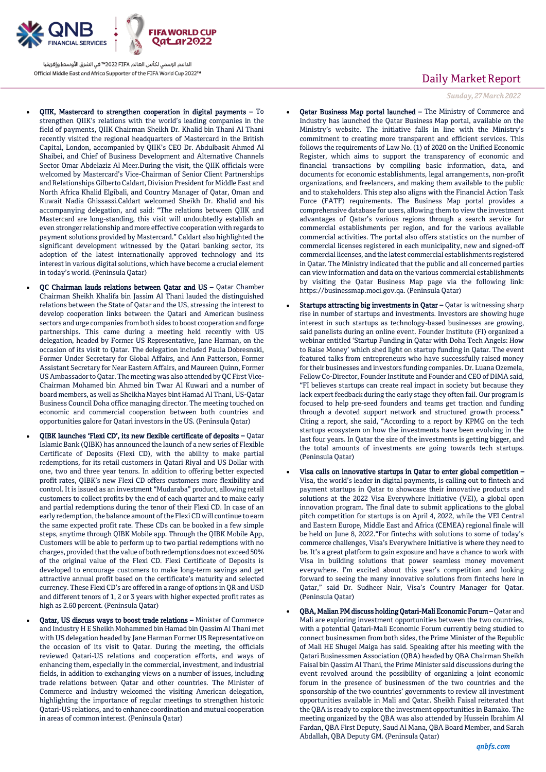- **QIIK, Mastercard to strengthen cooperation in digital payments –** To strengthen QIIK's relations with the world's leading companies in the field of payments, QIIK Chairman Sheikh Dr. Khalid bin Thani Al Thani recently visited the regional headquarters of Mastercard in the British Capital, London, accompanied by QIIK's CEO Dr. Abdulbasit Ahmed Al Shaibei, and Chief of Business Development and Alternative Channels Sector Omar Abdelaziz Al Meer.During the visit, the QIIK officials were welcomed by Mastercard's Vice-Chairman of Senior Client Partnerships and Relationships Gilberto Caldart, Division President for Middle East and North Africa Khalid Elgibali, and Country Manager of Qatar, Oman and Kuwait Nadia Ghissassi.Caldart welcomed Sheikh Dr. Khalid and his accompanying delegation, and said: "The relations between QIIK and Mastercard are long-standing, this visit will undoubtedly establish an even stronger relationship and more effective cooperation with regards to payment solutions provided by Mastercard." Caldart also highlighted the significant development witnessed by the Qatari banking sector, its adoption of the latest internationally approved technology and its interest in various digital solutions, which have become a crucial element in today's world. (Peninsula Qatar)

- **QC Chairman lauds relations between Qatar and US –** Qatar Chamber Chairman Sheikh Khalifa bin Jassim Al Thani lauded the distinguished relations between the State of Qatar and the US, stressing the interest to develop cooperation links between the Qatari and American business sectors and urge companies from both sides to boost cooperation and forge partnerships. This came during a meeting held recently with US delegation, headed by Former US Representative, Jane Harman, on the occasion of its visit to Qatar. The delegation included Paula Dobresnski, Former Under Secretary for Global Affairs, and Ann Patterson, Former Assistant Secretary for Near Eastern Affairs, and Maureen Quinn, Former US Ambassador to Qatar. The meeting was also attended by QC First Vice-Chairman Mohamed bin Ahmed bin Twar Al Kuwari and a number of board members, as well as Sheikha Mayes bint Hamad Al Thani, US-Qatar Business Council Doha office managing director. The meeting touched on economic and commercial cooperation between both countries and opportunities galore for Qatari investors in the US. (Peninsula Qatar)

- **QIBK launches 'Flexi CD', its new flexible certificate of deposits –** Qatar Islamic Bank (QIBK) has announced the launch of a new series of Flexible Certificate of Deposits (Flexi CD), with the ability to make partial redemptions, for its retail customers in Qatari Riyal and US Dollar with one, two and three year tenors. In addition to offering better expected profit rates, QIBK's new Flexi CD offers customers more flexibility and control. It is issued as an investment "Mudaraba" product, allowing retail customers to collect profits by the end of each quarter and to make early and partial redemptions during the tenor of their Flexi CD. In case of an early redemption, the balance amount of the Flexi CD will continue to earn the same expected profit rate. These CDs can be booked in a few simple steps, anytime through QIBK Mobile app. Through the QIBK Mobile App, Customers will be able to perform up to two partial redemptions with no charges, provided that the value of both redemptions does not exceed 50% of the original value of the Flexi CD. Flexi Certificate of Deposits is developed to encourage customers to make long-term savings and get attractive annual profit based on the certificate's maturity and selected currency. These Flexi CD's are offered in a range of options in QR and USD and different tenors of 1, 2 or 3 years with higher expected profit rates as high as 2.60 percent. (Peninsula Qatar)

- **Qatar, US discuss ways to boost trade relations –** Minister of Commerce and Industry H E Sheikh Mohammed bin Hamad bin Qassim Al Thani met with US delegation headed by Jane Harman Former US Representative on the occasion of its visit to Qatar. During the meeting, the officials reviewed Qatari-US relations and cooperation efforts, and ways of enhancing them, especially in the commercial, investment, and industrial fields, in addition to exchanging views on a number of issues, including trade relations between Qatar and other countries. The Minister of Commerce and Industry welcomed the visiting American delegation, highlighting the importance of regular meetings to strengthen historic Qatari-US relations, and to enhance coordination and mutual cooperation in areas of common interest. (Peninsula Qatar)

- **Qatar Business Map portal launched –** The Ministry of Commerce and Industry has launched the Qatar Business Map portal, available on the Ministry's website. The initiative falls in line with the Ministry's commitment to creating more transparent and efficient services. This follows the requirements of Law No. (1) of 2020 on the Unified Economic Register, which aims to support the transparency of economic and financial transactions by compiling basic information, data, and documents for economic establishments, legal arrangements, non-profit organizations, and freelancers, and making them available to the public and to stakeholders. This step also aligns with the Financial Action Task Force (FATF) requirements. The Business Map portal provides a comprehensive database for users, allowing them to view the investment advantages of Qatar's various regions through a search service for commercial establishments per region, and for the various available commercial activities. The portal also offers statistics on the number of commercial licenses registered in each municipality, new and signed-off commercial licenses, and the latest commercial establishments registered in Qatar. The Ministry indicated that the public and all concerned parties can view information and data on the various commercial establishments by visiting the Qatar Business Map page via the following link: https://businessmap.moci.gov.qa. (Peninsula Qatar)

- **Startups attracting big investments in Qatar –** Qatar is witnessing sharp rise in number of startups and investments. Investors are showing huge interest in such startups as technology-based businesses are growing, said panelists during an online event. Founder Institute (FI) organized a webinar entitled 'Startup Funding in Qatar with Doha Tech Angels: How to Raise Money' which shed light on startup funding in Qatar. The event featured talks from entrepreneurs who have successfully raised money for their businesses and investors funding companies. Dr. Luana Ozemela, Fellow Co-Director, Founder Institute and Founder and CEO of DIMA said, "FI believes startups can create real impact in society but because they lack expert feedback during the early stage they often fail. Our program is focused to help pre-seed founders and teams get traction and funding through a devoted support network and structured growth process." Citing a report, she said, "According to a report by KPMG on the tech startups ecosystem on how the investments have been evolving in the last four years. In Qatar the size of the investments is getting bigger, and the total amounts of investments are going towards tech startups. (Peninsula Qatar)

- **Visa calls on innovative startups in Qatar to enter global competition –** Visa, the world's leader in digital payments, is calling out to fintech and payment startups in Qatar to showcase their innovative products and solutions at the 2022 Visa Everywhere Initiative (VEI), a global open innovation program. The final date to submit applications to the global pitch competition for startups is on April 4, 2022, while the VEI Central and Eastern Europe, Middle East and Africa (CEMEA) regional finale will be held on June 8, 2022."For fintechs with solutions to some of today's commerce challenges, Visa's Everywhere Initiative is where they need to be. It's a great platform to gain exposure and have a chance to work with Visa in building solutions that power seamless money movement everywhere. I'm excited about this year's competition and looking forward to seeing the many innovative solutions from fintechs here in Qatar," said Dr. Sudheer Nair, Visa's Country Manager for Qatar. (Peninsula Qatar)

- **QBA, Malian PM discuss holding Qatari-Mali Economic Forum –** Qatar and Mali are exploring investment opportunities between the two countries, with a potential Qatari-Mali Economic Forum currently being studied to connect businessmen from both sides, the Prime Minister of the Republic of Mali HE Shugel Maiga has said. Speaking after his meeting with the Qatari Businessmen Association (QBA) headed by QBA Chairman Sheikh Faisal bin Qassim Al Thani, the Prime Minister said discussions during the event revolved around the possibility of organizing a joint economic forum in the presence of businessmen of the two countries and the sponsorship of the two countries' governments to review all investment opportunities available in Mali and Qatar. Sheikh Faisal reiterated that the QBA is ready to explore the investment opportunities in Bamako. The meeting organized by the QBA was also attended by Hussein Ibrahim Al Fardan, QBA First Deputy, Saud Al Mana, QBA Board Member, and Sarah Abdallah, QBA Deputy GM. (Peninsula Qatar)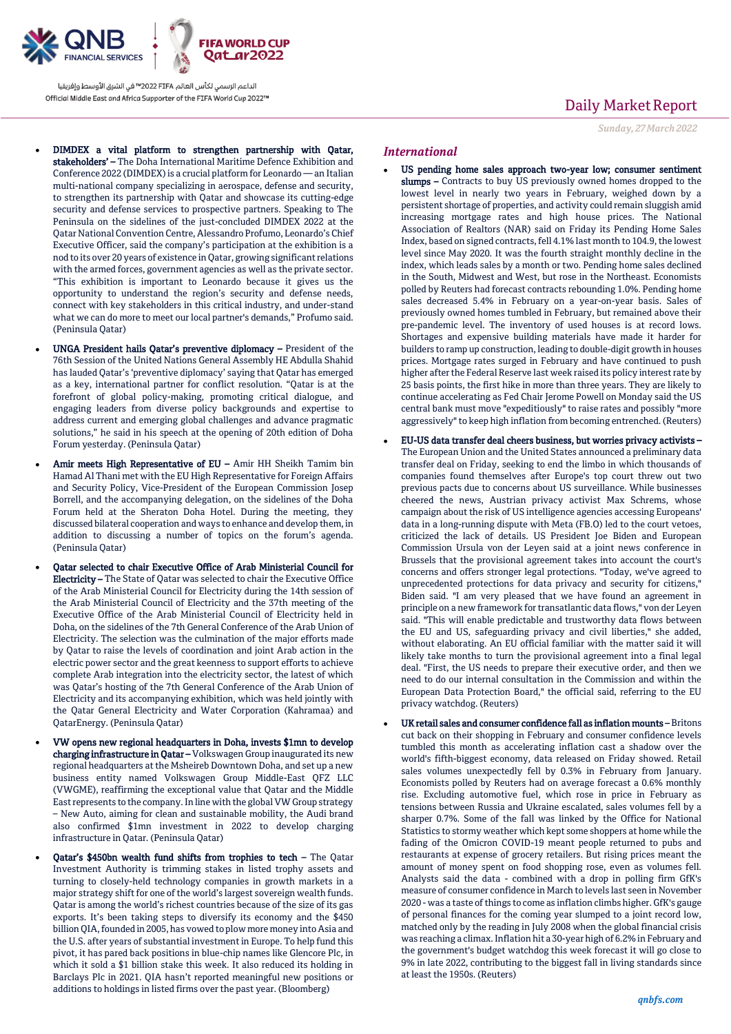- **DIMDEX a vital platform to strengthen partnership with Qatar, stakeholders' –** The Doha International Maritime Defence Exhibition and Conference 2022 (DIMDEX) is a crucial platform for Leonardo — an Italian multi-national company specializing in aerospace, defense and security, to strengthen its partnership with Qatar and showcase its cutting-edge security and defense services to prospective partners. Speaking to The Peninsula on the sidelines of the just-concluded DIMDEX 2022 at the Qatar National Convention Centre, Alessandro Profumo, Leonardo's Chief Executive Officer, said the company's participation at the exhibition is a nod to its over 20 years of existence in Qatar, growing significant relations with the armed forces, government agencies as well as the private sector. "This exhibition is important to Leonardo because it gives us the opportunity to understand the region's security and defense needs, connect with key stakeholders in this critical industry, and under-stand what we can do more to meet our local partner's demands," Profumo said. (Peninsula Qatar)
- **UNGA President hails Qatar's preventive diplomacy –** President of the 76th Session of the United Nations General Assembly HE Abdulla Shahid has lauded Qatar's 'preventive diplomacy' saying that Qatar has emerged as a key, international partner for conflict resolution. "Qatar is at the forefront of global policy-making, promoting critical dialogue, and engaging leaders from diverse policy backgrounds and expertise to address current and emerging global challenges and advance pragmatic solutions," he said in his speech at the opening of 20th edition of Doha Forum yesterday. (Peninsula Qatar)
- **Amir meets High Representative of EU –** Amir HH Sheikh Tamim bin Hamad Al Thani met with the EU High Representative for Foreign Affairs and Security Policy, Vice-President of the European Commission Josep Borrell, and the accompanying delegation, on the sidelines of the Doha Forum held at the Sheraton Doha Hotel. During the meeting, they discussed bilateral cooperation and ways to enhance and develop them, in addition to discussing a number of topics on the forum's agenda. (Peninsula Qatar)
- **Qatar selected to chair Executive Office of Arab Ministerial Council for Electricity –** The State of Qatar was selected to chair the Executive Office of the Arab Ministerial Council for Electricity during the 14th session of the Arab Ministerial Council and the 37th meeting of the Executive Office of the Arab Ministerial Council of Electricity held in Doha, on the sidelines of the 7th General Conference of the Arab Union of Electricity. The selection was the culmination of the major efforts made by Qatar to raise the levels of coordination and joint Arab action in the electric power sector and the great keenness to support efforts to achieve complete Arab integration into the electricity sector, the latest of which was Qatar's hosting of the 7th General Conference of the Arab Union of Electricity and its accompanying exhibition, which was held jointly with the Qatar General Electricity and Water Corporation (Kahramaa) and QatarEnergy. (Peninsula Qatar)
- **VW opens new regional headquarters in Doha, invests $1mn to develop charging infrastructure in Qatar –** Volkswagen Group inaugurated its new regional headquarters at the Msheireb Downtown Doha, and set up a new business entity named Volkswagen Group Middle-East QFZ LLC (VWGME), reaffirming the exceptional value that Qatar and the Middle East represents to the company. In line with the global VW Group strategy – New Auto, aiming for clean and sustainable mobility, the Audi brand also confirmed $1mn investment in 2022 to develop charging infrastructure in Qatar. (Peninsula Qatar)
- **Qatar's $450bn wealth fund shifts from trophies to tech –** The Qatar Investment Authority is trimming stakes in listed trophy assets and turning to closely-held technology companies in growth markets in a major strategy shift for one of the world's largest sovereign wealth funds. Qatar is among the world's richest countries because of the size of its gas exports. It's been taking steps to diversify its economy and the $450 billion QIA, founded in 2005, has vowed to plow more money into Asia and the U.S. after years of substantial investment in Europe. To help fund this pivot, it has pared back positions in blue-chip names like Glencore Plc, in which it sold a $1 billion stake this week. It also reduced its holding in Barclays Plc in 2021. QIA hasn't reported meaningful new positions or additions to holdings in listed firms over the past year. (Bloomberg)

## *International*

- **US pending home sales approach two-year low; consumer sentiment slumps –** Contracts to buy US previously owned homes dropped to the lowest level in nearly two years in February, weighed down by a persistent shortage of properties, and activity could remain sluggish amid increasing mortgage rates and high house prices. The National Association of Realtors (NAR) said on Friday its Pending Home Sales Index, based on signed contracts, fell 4.1% last month to 104.9, the lowest level since May 2020. It was the fourth straight monthly decline in the index, which leads sales by a month or two. Pending home sales declined in the South, Midwest and West, but rose in the Northeast. Economists polled by Reuters had forecast contracts rebounding 1.0%. Pending home sales decreased 5.4% in February on a year-on-year basis. Sales of previously owned homes tumbled in February, but remained above their pre-pandemic level. The inventory of used houses is at record lows. Shortages and expensive building materials have made it harder for builders to ramp up construction, leading to double-digit growth in houses prices. Mortgage rates surged in February and have continued to push higher after the Federal Reserve last week raised its policy interest rate by 25 basis points, the first hike in more than three years. They are likely to continue accelerating as Fed Chair Jerome Powell on Monday said the US central bank must move "expeditiously" to raise rates and possibly "more aggressively" to keep high inflation from becoming entrenched. (Reuters)
- **EU-US data transfer deal cheers business, but worries privacy activists –** The European Union and the United States announced a preliminary data transfer deal on Friday, seeking to end the limbo in which thousands of companies found themselves after Europe's top court threw out two previous pacts due to concerns about US surveillance. While businesses cheered the news, Austrian privacy activist Max Schrems, whose campaign about the risk of US intelligence agencies accessing Europeans' data in a long-running dispute with Meta (FB.O) led to the court vetoes, criticized the lack of details. US President Joe Biden and European Commission Ursula von der Leyen said at a joint news conference in Brussels that the provisional agreement takes into account the court's concerns and offers stronger legal protections. "Today, we've agreed to unprecedented protections for data privacy and security for citizens," Biden said. "I am very pleased that we have found an agreement in principle on a new framework for transatlantic data flows," von der Leyen said. "This will enable predictable and trustworthy data flows between the EU and US, safeguarding privacy and civil liberties," she added, without elaborating. An EU official familiar with the matter said it will likely take months to turn the provisional agreement into a final legal deal. "First, the US needs to prepare their executive order, and then we need to do our internal consultation in the Commission and within the European Data Protection Board," the official said, referring to the EU privacy watchdog. (Reuters)
- **UK retail sales and consumer confidence fall as inflation mounts –** Britons cut back on their shopping in February and consumer confidence levels tumbled this month as accelerating inflation cast a shadow over the world's fifth-biggest economy, data released on Friday showed. Retail sales volumes unexpectedly fell by 0.3% in February from January. Economists polled by Reuters had on average forecast a 0.6% monthly rise. Excluding automotive fuel, which rose in price in February as tensions between Russia and Ukraine escalated, sales volumes fell by a sharper 0.7%. Some of the fall was linked by the Office for National Statistics to stormy weather which kept some shoppers at home while the fading of the Omicron COVID-19 meant people returned to pubs and restaurants at expense of grocery retailers. But rising prices meant the amount of money spent on food shopping rose, even as volumes fell. Analysts said the data - combined with a drop in polling firm GfK's measure of consumer confidence in March to levels last seen in November 2020 - was a taste of things to come as inflation climbs higher. GfK's gauge of personal finances for the coming year slumped to a joint record low, matched only by the reading in July 2008 when the global financial crisis was reaching a climax. Inflation hit a 30-year high of 6.2% in February and the government's budget watchdog this week forecast it will go close to 9% in late 2022, contributing to the biggest fall in living standards since at least the 1950s. (Reuters)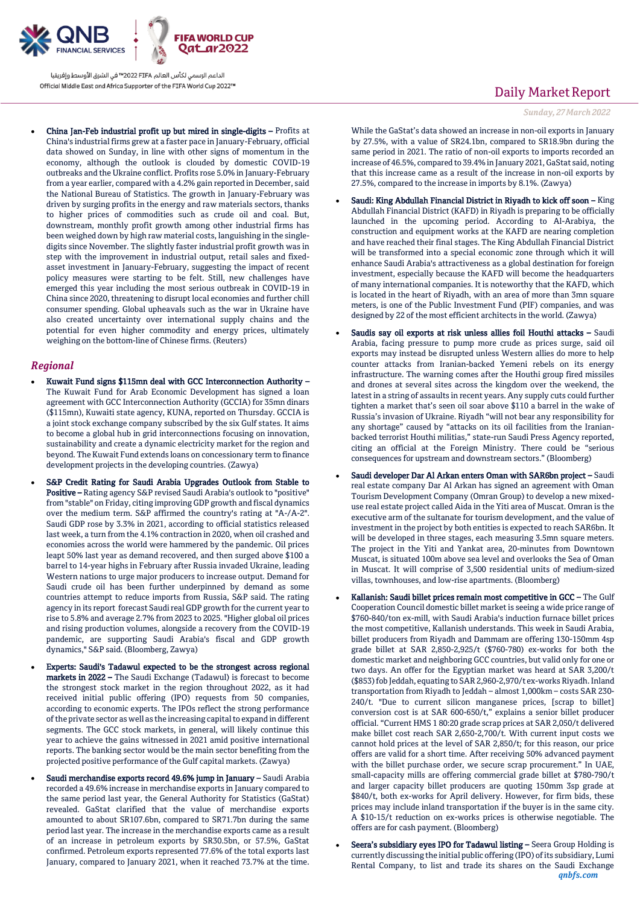- **China Jan-Feb industrial profit up but mired in single-digits –** Profits at China's industrial firms grew at a faster pace in January-February, official data showed on Sunday, in line with other signs of momentum in the economy, although the outlook is clouded by domestic COVID-19 outbreaks and the Ukraine conflict. Profits rose 5.0% in January-February from a year earlier, compared with a 4.2% gain reported in December, said the National Bureau of Statistics. The growth in January-February was driven by surging profits in the energy and raw materials sectors, thanks to higher prices of commodities such as crude oil and coal. But, downstream, monthly profit growth among other industrial firms has been weighed down by high raw material costs, languishing in the single-digits since November. The slightly faster industrial profit growth was in step with the improvement in industrial output, retail sales and fixed-asset investment in January-February, suggesting the impact of recent policy measures were starting to be felt. Still, new challenges have emerged this year including the most serious outbreak in COVID-19 in China since 2020, threatening to disrupt local economies and further chill consumer spending. Global upheavals such as the war in Ukraine have also created uncertainty over international supply chains and the potential for even higher commodity and energy prices, ultimately weighing on the bottom-line of Chinese firms. (Reuters)

## *Regional*

- **Kuwait Fund signs $115mn deal with GCC Interconnection Authority –** The Kuwait Fund for Arab Economic Development has signed a loan agreement with GCC Interconnection Authority (GCCIA) for 35mn dinars ($115mn), Kuwaiti state agency, KUNA, reported on Thursday. GCCIA is a joint stock exchange company subscribed by the six Gulf states. It aims to become a global hub in grid interconnections focusing on innovation, sustainability and create a dynamic electricity market for the region and beyond. The Kuwait Fund extends loans on concessionary term to finance development projects in the developing countries. (Zawya)

- **S&P Credit Rating for Saudi Arabia Upgrades Outlook from Stable to Positive –** Rating agency S&P revised Saudi Arabia's outlook to "positive" from "stable" on Friday, citing improving GDP growth and fiscal dynamics over the medium term. S&P affirmed the country's rating at "A-/A-2". Saudi GDP rose by 3.3% in 2021, according to official statistics released last week, a turn from the 4.1% contraction in 2020, when oil crashed and economies across the world were hammered by the pandemic. Oil prices leapt 50% last year as demand recovered, and then surged above $100 a barrel to 14-year highs in February after Russia invaded Ukraine, leading Western nations to urge major producers to increase output. Demand for Saudi crude oil has been further underpinned by demand as some countries attempt to reduce imports from Russia, S&P said. The rating agency in its report forecast Saudi real GDP growth for the current year to rise to 5.8% and average 2.7% from 2023 to 2025. "Higher global oil prices and rising production volumes, alongside a recovery from the COVID-19 pandemic, are supporting Saudi Arabia's fiscal and GDP growth dynamics," S&P said. (Bloomberg, Zawya)

- **Experts: Saudi's Tadawul expected to be the strongest across regional markets in 2022 –** The Saudi Exchange (Tadawul) is forecast to become the strongest stock market in the region throughout 2022, as it had received initial public offering (IPO) requests from 50 companies, according to economic experts. The IPOs reflect the strong performance of the private sector as well as the increasing capital to expand in different segments. The GCC stock markets, in general, will likely continue this year to achieve the gains witnessed in 2021 amid positive international reports. The banking sector would be the main sector benefiting from the projected positive performance of the Gulf capital markets. (Zawya)

- **Saudi merchandise exports record 49.6% jump in January –** Saudi Arabia recorded a 49.6% increase in merchandise exports in January compared to the same period last year, the General Authority for Statistics (GaStat) revealed. GaStat clarified that the value of merchandise exports amounted to about SR107.6bn, compared to SR71.7bn during the same period last year. The increase in the merchandise exports came as a result of an increase in petroleum exports by SR30.5bn, or 57.5%, GaStat confirmed. Petroleum exports represented 77.6% of the total exports last January, compared to January 2021, when it reached 73.7% at the time. While the GaStat's data showed an increase in non-oil exports in January by 27.5%, with a value of SR24.1bn, compared to SR18.9bn during the same period in 2021. The ratio of non-oil exports to imports recorded an increase of 46.5%, compared to 39.4% in January 2021, GaStat said, noting that this increase came as a result of the increase in non-oil exports by 27.5%, compared to the increase in imports by 8.1%. (Zawya)

- **Saudi: King Abdullah Financial District in Riyadh to kick off soon –** King Abdullah Financial District (KAFD) in Riyadh is preparing to be officially launched in the upcoming period. According to Al-Arabiya, the construction and equipment works at the KAFD are nearing completion and have reached their final stages. The King Abdullah Financial District will be transformed into a special economic zone through which it will enhance Saudi Arabia's attractiveness as a global destination for foreign investment, especially because the KAFD will become the headquarters of many international companies. It is noteworthy that the KAFD, which is located in the heart of Riyadh, with an area of more than 3mn square meters, is one of the Public Investment Fund (PIF) companies, and was designed by 22 of the most efficient architects in the world. (Zawya)

- **Saudis say oil exports at risk unless allies foil Houthi attacks –** Saudi Arabia, facing pressure to pump more crude as prices surge, said oil exports may instead be disrupted unless Western allies do more to help counter attacks from Iranian-backed Yemeni rebels on its energy infrastructure. The warning comes after the Houthi group fired missiles and drones at several sites across the kingdom over the weekend, the latest in a string of assaults in recent years. Any supply cuts could further tighten a market that's seen oil soar above $110 a barrel in the wake of Russia's invasion of Ukraine. Riyadh "will not bear any responsibility for any shortage" caused by "attacks on its oil facilities from the Iranian-backed terrorist Houthi militias," state-run Saudi Press Agency reported, citing an official at the Foreign Ministry. There could be "serious consequences for upstream and downstream sectors." (Bloomberg)

- **Saudi developer Dar Al Arkan enters Oman with SAR6bn project –** Saudi real estate company Dar Al Arkan has signed an agreement with Oman Tourism Development Company (Omran Group) to develop a new mixed-use real estate project called Aida in the Yiti area of Muscat. Omran is the executive arm of the sultanate for tourism development, and the value of investment in the project by both entities is expected to reach SAR6bn. It will be developed in three stages, each measuring 3.5mn square meters. The project in the Yiti and Yankat area, 20-minutes from Downtown Muscat, is situated 100m above sea level and overlooks the Sea of Oman in Muscat. It will comprise of 3,500 residential units of medium-sized villas, townhouses, and low-rise apartments. (Bloomberg)

- **Kallanish: Saudi billet prices remain most competitive in GCC –** The Gulf Cooperation Council domestic billet market is seeing a wide price range of $760-840/ton ex-mill, with Saudi Arabia's induction furnace billet prices the most competitive, Kallanish understands. This week in Saudi Arabia, billet producers from Riyadh and Dammam are offering 130-150mm 4sp grade billet at SAR 2,850-2,925/t ($760-780) ex-works for both the domestic market and neighboring GCC countries, but valid only for one or two days. An offer for the Egyptian market was heard at SAR 3,200/t ($853) fob Jeddah, equating to SAR 2,960-2,970/t ex-works Riyadh. Inland transportation from Riyadh to Jeddah – almost 1,000km – costs SAR 230-240/t. "Due to current silicon manganese prices, [scrap to billet] conversion cost is at SAR 600-650/t," explains a senior billet producer official. "Current HMS 1 80:20 grade scrap prices at SAR 2,050/t delivered make billet cost reach SAR 2,650-2,700/t. With current input costs we cannot hold prices at the level of SAR 2,850/t; for this reason, our price offers are valid for a short time. After receiving 50% advanced payment with the billet purchase order, we secure scrap procurement." In UAE, small-capacity mills are offering commercial grade billet at $780-790/t and larger capacity billet producers are quoting 150mm 3sp grade at $840/t, both ex-works for April delivery. However, for firm bids, these prices may include inland transportation if the buyer is in the same city. A $10-15/t reduction on ex-works prices is otherwise negotiable. The offers are for cash payment. (Bloomberg)

- **Seera's subsidiary eyes IPO for Tadawul listing –** Seera Group Holding is currently discussing the initial public offering (IPO) of its subsidiary, Lumi Rental Company, to list and trade its shares on the Saudi Exchange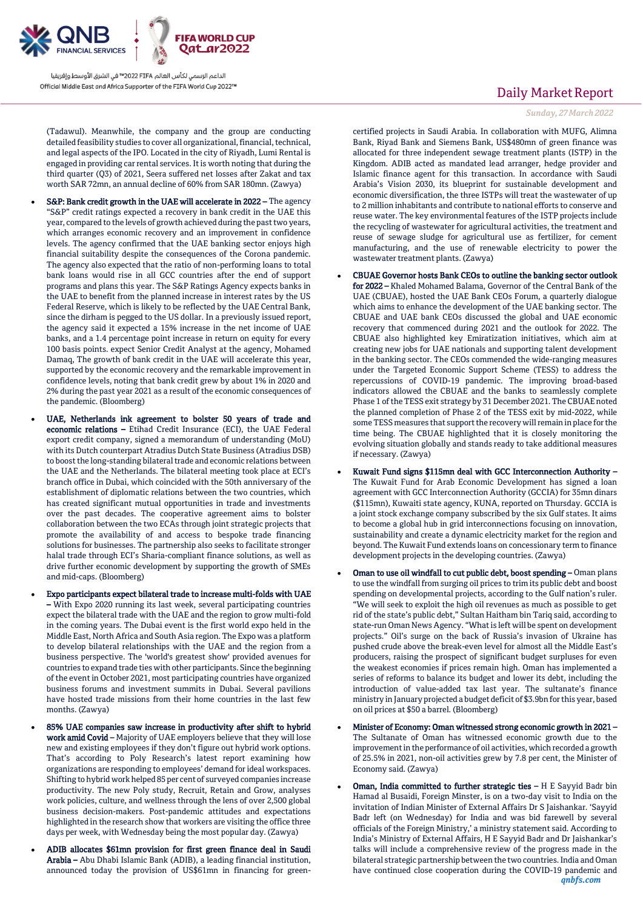(Tadawul). Meanwhile, the company and the group are conducting detailed feasibility studies to cover all organizational, financial, technical, and legal aspects of the IPO. Located in the city of Riyadh, Lumi Rental is engaged in providing car rental services. It is worth noting that during the third quarter (Q3) of 2021, Seera suffered net losses after Zakat and tax worth SAR 72mn, an annual decline of 60% from SAR 180mn. (Zawya)

- **S&P: Bank credit growth in the UAE will accelerate in 2022 –** The agency "S&P" credit ratings expected a recovery in bank credit in the UAE this year, compared to the levels of growth achieved during the past two years, which arranges economic recovery and an improvement in confidence levels. The agency confirmed that the UAE banking sector enjoys high financial suitability despite the consequences of the Corona pandemic. The agency also expected that the ratio of non-performing loans to total bank loans would rise in all GCC countries after the end of support programs and plans this year. The S&P Ratings Agency expects banks in the UAE to benefit from the planned increase in interest rates by the US Federal Reserve, which is likely to be reflected by the UAE Central Bank, since the dirham is pegged to the US dollar. In a previously issued report, the agency said it expected a 15% increase in the net income of UAE banks, and a 1.4 percentage point increase in return on equity for every 100 basis points. expect Senior Credit Analyst at the agency, Mohamed Damaq, The growth of bank credit in the UAE will accelerate this year, supported by the economic recovery and the remarkable improvement in confidence levels, noting that bank credit grew by about 1% in 2020 and 2% during the past year 2021 as a result of the economic consequences of the pandemic. (Bloomberg)

- **UAE, Netherlands ink agreement to bolster 50 years of trade and economic relations –** Etihad Credit Insurance (ECI), the UAE Federal export credit company, signed a memorandum of understanding (MoU) with its Dutch counterpart Atradius Dutch State Business (Atradius DSB) to boost the long-standing bilateral trade and economic relations between the UAE and the Netherlands. The bilateral meeting took place at ECI's branch office in Dubai, which coincided with the 50th anniversary of the establishment of diplomatic relations between the two countries, which has created significant mutual opportunities in trade and investments over the past decades. The cooperative agreement aims to bolster collaboration between the two ECAs through joint strategic projects that promote the availability of and access to bespoke trade financing solutions for businesses. The partnership also seeks to facilitate stronger halal trade through ECI's Sharia-compliant finance solutions, as well as drive further economic development by supporting the growth of SMEs and mid-caps. (Bloomberg)

- **Expo participants expect bilateral trade to increase multi-folds with UAE –** With Expo 2020 running its last week, several participating countries expect the bilateral trade with the UAE and the region to grow multi-fold in the coming years. The Dubai event is the first world expo held in the Middle East, North Africa and South Asia region. The Expo was a platform to develop bilateral relationships with the UAE and the region from a business perspective. The 'world's greatest show' provided avenues for countries to expand trade ties with other participants. Since the beginning of the event in October 2021, most participating countries have organized business forums and investment summits in Dubai. Several pavilions have hosted trade missions from their home countries in the last few months. (Zawya)

- **85% UAE companies saw increase in productivity after shift to hybrid work amid Covid –** Majority of UAE employers believe that they will lose new and existing employees if they don't figure out hybrid work options. That's according to Poly Research's latest report examining how organizations are responding to employees' demand for ideal workspaces. Shifting to hybrid work helped 85 per cent of surveyed companies increase productivity. The new Poly study, Recruit, Retain and Grow, analyses work policies, culture, and wellness through the lens of over 2,500 global business decision-makers. Post-pandemic attitudes and expectations highlighted in the research show that workers are visiting the office three days per week, with Wednesday being the most popular day. (Zawya)

- **ADIB allocates $61mn provision for first green finance deal in Saudi Arabia –** Abu Dhabi Islamic Bank (ADIB), a leading financial institution, announced today the provision of US$61mn in financing for green-certified projects in Saudi Arabia. In collaboration with MUFG, Alimna Bank, Riyad Bank and Siemens Bank, US$480mn of green finance was allocated for three independent sewage treatment plants (ISTP) in the Kingdom. ADIB acted as mandated lead arranger, hedge provider and Islamic finance agent for this transaction. In accordance with Saudi Arabia's Vision 2030, its blueprint for sustainable development and economic diversification, the three ISTPs will treat the wastewater of up to 2 million inhabitants and contribute to national efforts to conserve and reuse water. The key environmental features of the ISTP projects include the recycling of wastewater for agricultural activities, the treatment and reuse of sewage sludge for agricultural use as fertilizer, for cement manufacturing, and the use of renewable electricity to power the wastewater treatment plants. (Zawya)

- **CBUAE Governor hosts Bank CEOs to outline the banking sector outlook for 2022 –** Khaled Mohamed Balama, Governor of the Central Bank of the UAE (CBUAE), hosted the UAE Bank CEOs Forum, a quarterly dialogue which aims to enhance the development of the UAE banking sector. The CBUAE and UAE bank CEOs discussed the global and UAE economic recovery that commenced during 2021 and the outlook for 2022. The CBUAE also highlighted key Emiratization initiatives, which aim at creating new jobs for UAE nationals and supporting talent development in the banking sector. The CEOs commended the wide-ranging measures under the Targeted Economic Support Scheme (TESS) to address the repercussions of COVID-19 pandemic. The improving broad-based indicators allowed the CBUAE and the banks to seamlessly complete Phase 1 of the TESS exit strategy by 31 December 2021. The CBUAE noted the planned completion of Phase 2 of the TESS exit by mid-2022, while some TESS measures that support the recovery will remain in place for the time being. The CBUAE highlighted that it is closely monitoring the evolving situation globally and stands ready to take additional measures if necessary. (Zawya)

- **Kuwait Fund signs $115mn deal with GCC Interconnection Authority –** The Kuwait Fund for Arab Economic Development has signed a loan agreement with GCC Interconnection Authority (GCCIA) for 35mn dinars ($115mn), Kuwaiti state agency, KUNA, reported on Thursday. GCCIA is a joint stock exchange company subscribed by the six Gulf states. It aims to become a global hub in grid interconnections focusing on innovation, sustainability and create a dynamic electricity market for the region and beyond. The Kuwait Fund extends loans on concessionary term to finance development projects in the developing countries. (Zawya)

- **Oman to use oil windfall to cut public debt, boost spending –** Oman plans to use the windfall from surging oil prices to trim its public debt and boost spending on developmental projects, according to the Gulf nation's ruler. "We will seek to exploit the high oil revenues as much as possible to get rid of the state's public debt," Sultan Haitham bin Tariq said, according to state-run Oman News Agency. "What is left will be spent on development projects." Oil's surge on the back of Russia's invasion of Ukraine has pushed crude above the break-even level for almost all the Middle East's producers, raising the prospect of significant budget surpluses for even the weakest economies if prices remain high. Oman has implemented a series of reforms to balance its budget and lower its debt, including the introduction of value-added tax last year. The sultanate's finance ministry in January projected a budget deficit of $3.9bn for this year, based on oil prices at $50 a barrel. (Bloomberg)

- **Minister of Economy: Oman witnessed strong economic growth in 2021 –** The Sultanate of Oman has witnessed economic growth due to the improvement in the performance of oil activities, which recorded a growth of 25.5% in 2021, non-oil activities grew by 7.8 per cent, the Minister of Economy said. (Zawya)

- **Oman, India committed to further strategic ties –** H E Sayyid Badr bin Hamad al Busaidi, Foreign Minster, is on a two-day visit to India on the invitation of Indian Minister of External Affairs Dr S Jaishankar. 'Sayyid Badr left (on Wednesday) for India and was bid farewell by several officials of the Foreign Ministry,' a ministry statement said. According to India's Ministry of External Affairs, H E Sayyid Badr and Dr Jaishankar's talks will include a comprehensive review of the progress made in the bilateral strategic partnership between the two countries. India and Oman have continued close cooperation during the COVID-19 pandemic and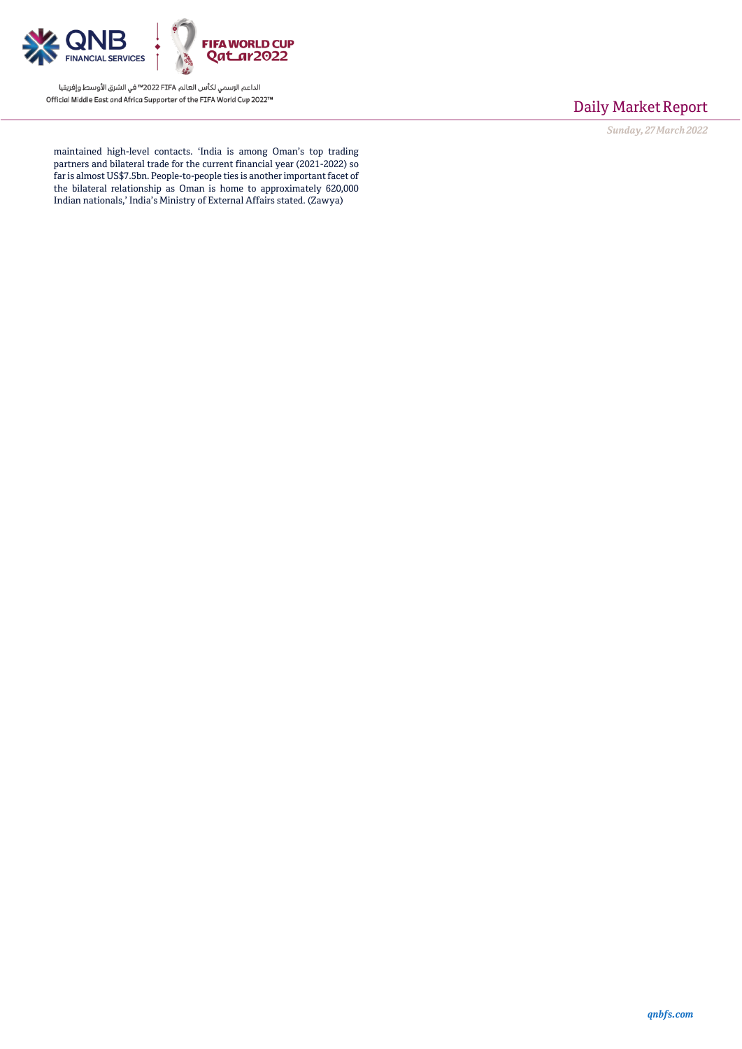maintained high-level contacts. 'India is among Oman's top trading partners and bilateral trade for the current financial year (2021-2022) so far is almost US$7.5bn. People-to-people ties is another important facet of the bilateral relationship as Oman is home to approximately 620,000 Indian nationals,' India's Ministry of External Affairs stated. (Zawya)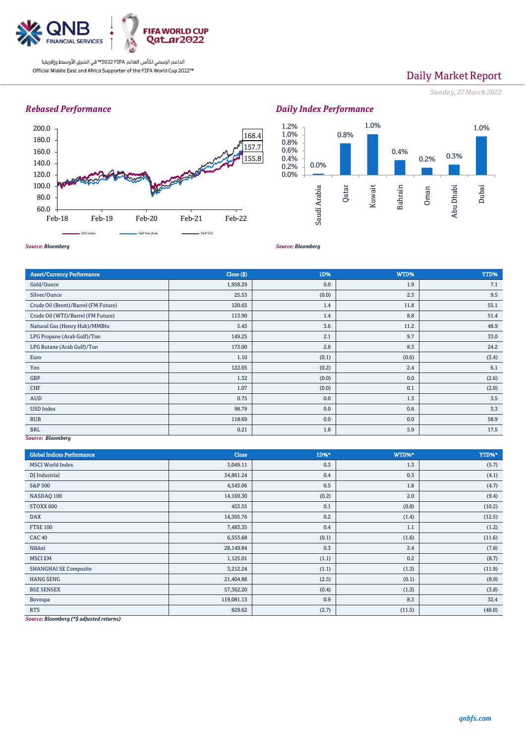# Daily Market Report

*Sunday, 27 March 2022*

## Rebased Performance

| Series | Value |
|---|---|
| QSE Index | 168.4 |
| S&P Pan Arab | 157.7 |
| S&P GCC | 155.8 |

*Source: Bloomberg*

## Daily Index Performance

| Market | Change |
|---|---|
| Saudi Arabia | 0.0% |
| Qatar | 0.8% |
| Kuwait | 1.0% |
| Bahrain | 0.4% |
| Oman | 0.2% |
| Abu Dhabi | 0.3% |
| Dubai | 1.0% |

*Source: Bloomberg*

| Asset/Currency Performance | Close ($) | 1D% | WTD% | YTD% |
|---|---|---|---|---|
| Gold/Ounce | 1,958.29 | 0.0 | 1.9 | 7.1 |
| Silver/Ounce | 25.53 | (0.0) | 2.3 | 9.5 |
| Crude Oil (Brent)/Barrel (FM Future) | 120.65 | 1.4 | 11.8 | 55.1 |
| Crude Oil (WTI)/Barrel (FM Future) | 113.90 | 1.4 | 8.8 | 51.4 |
| Natural Gas (Henry Hub)/MMBtu | 5.45 | 3.6 | 11.2 | 48.9 |
| LPG Propane (Arab Gulf)/Ton | 149.25 | 2.1 | 9.7 | 33.0 |
| LPG Butane (Arab Gulf)/Ton | 173.00 | 2.8 | 8.3 | 24.2 |
| Euro | 1.10 | (0.1) | (0.6) | (3.4) |
| Yen | 122.05 | (0.2) | 2.4 | 6.1 |
| GBP | 1.32 | (0.0) | 0.0 | (2.6) |
| CHF | 1.07 | (0.0) | 0.1 | (2.0) |
| AUD | 0.75 | 0.0 | 1.3 | 3.5 |
| USD Index | 98.79 | 0.0 | 0.6 | 3.3 |
| RUB | 118.69 | 0.0 | 0.0 | 58.9 |
| BRL | 0.21 | 1.8 | 5.9 | 17.5 |

*Source: Bloomberg*

| Global Indices Performance | Close | 1D%* | WTD%* | YTD%* |
|---|---|---|---|---|
| MSCI World Index | 3,049.11 | 0.3 | 1.3 | (5.7) |
| DJ Industrial | 34,861.24 | 0.4 | 0.3 | (4.1) |
| S&P 500 | 4,543.06 | 0.5 | 1.8 | (4.7) |
| NASDAQ 100 | 14,169.30 | (0.2) | 2.0 | (9.4) |
| STOXX 600 | 453.55 | 0.1 | (0.8) | (10.2) |
| DAX | 14,305.76 | 0.2 | (1.4) | (12.5) |
| FTSE 100 | 7,483.35 | 0.4 | 1.1 | (1.2) |
| CAC 40 | 6,553.68 | (0.1) | (1.6) | (11.6) |
| Nikkei | 28,149.84 | 0.3 | 2.4 | (7.8) |
| MSCI EM | 1,125.01 | (1.1) | 0.2 | (8.7) |
| SHANGHAI SE Composite | 3,212.24 | (1.1) | (1.3) | (11.9) |
| HANG SENG | 21,404.88 | (2.5) | (0.1) | (8.9) |
| BSE SENSEX | 57,362.20 | (0.4) | (1.3) | (3.8) |
| Bovespa | 119,081.13 | 0.9 | 8.3 | 32.4 |
| RTS | 829.62 | (2.7) | (11.5) | (48.0) |

*Source: Bloomberg (\*$ adjusted returns)*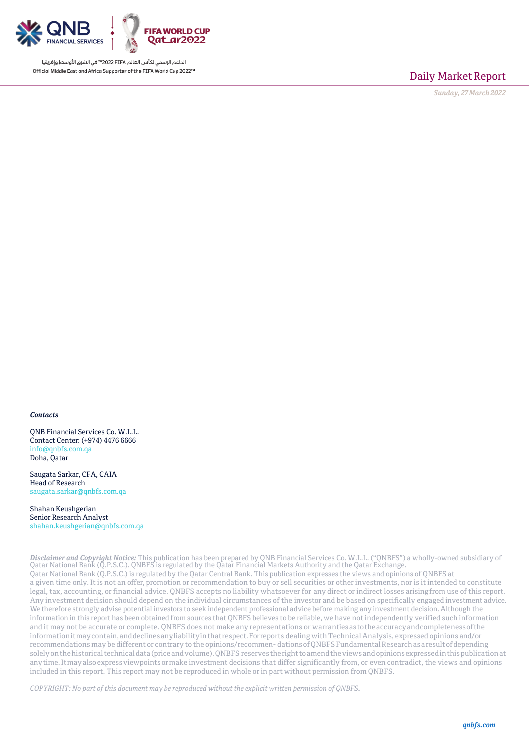*Contacts*

QNB Financial Services Co. W.L.L.
Contact Center: (+974) 4476 6666
info@qnbfs.com.qa
Doha, Qatar

Saugata Sarkar, CFA, CAIA
Head of Research
saugata.sarkar@qnbfs.com.qa

Shahan Keushgerian
Senior Research Analyst
shahan.keushgerian@qnbfs.com.qa

***Disclaimer and Copyright Notice:*** This publication has been prepared by QNB Financial Services Co. W.L.L. ("QNBFS") a wholly-owned subsidiary of Qatar National Bank (Q.P.S.C.). QNBFS is regulated by the Qatar Financial Markets Authority and the Qatar Exchange. Qatar National Bank (Q.P.S.C.) is regulated by the Qatar Central Bank. This publication expresses the views and opinions of QNBFS at a given time only. It is not an offer, promotion or recommendation to buy or sell securities or other investments, nor is it intended to constitute legal, tax, accounting, or financial advice. QNBFS accepts no liability whatsoever for any direct or indirect losses arising from use of this report. Any investment decision should depend on the individual circumstances of the investor and be based on specifically engaged investment advice. We therefore strongly advise potential investors to seek independent professional advice before making any investment decision. Although the information in this report has been obtained from sources that QNBFS believes to be reliable, we have not independently verified such information and it may not be accurate or complete. QNBFS does not make any representations or warranties as to the accuracy and completeness of the information it may contain, and declines any liability in that respect. For reports dealing with Technical Analysis, expressed opinions and/or recommendations may be different or contrary to the opinions/recommen- dations of QNBFS Fundamental Research as a result of depending solely on the historical technical data (price and volume). QNBFS reserves the right to amend the views and opinions expressed in this publication at any time. It may also express viewpoints or make investment decisions that differ significantly from, or even contradict, the views and opinions included in this report. This report may not be reproduced in whole or in part without permission from QNBFS.

*COPYRIGHT: No part of this document may be reproduced without the explicit written permission of QNBFS.*